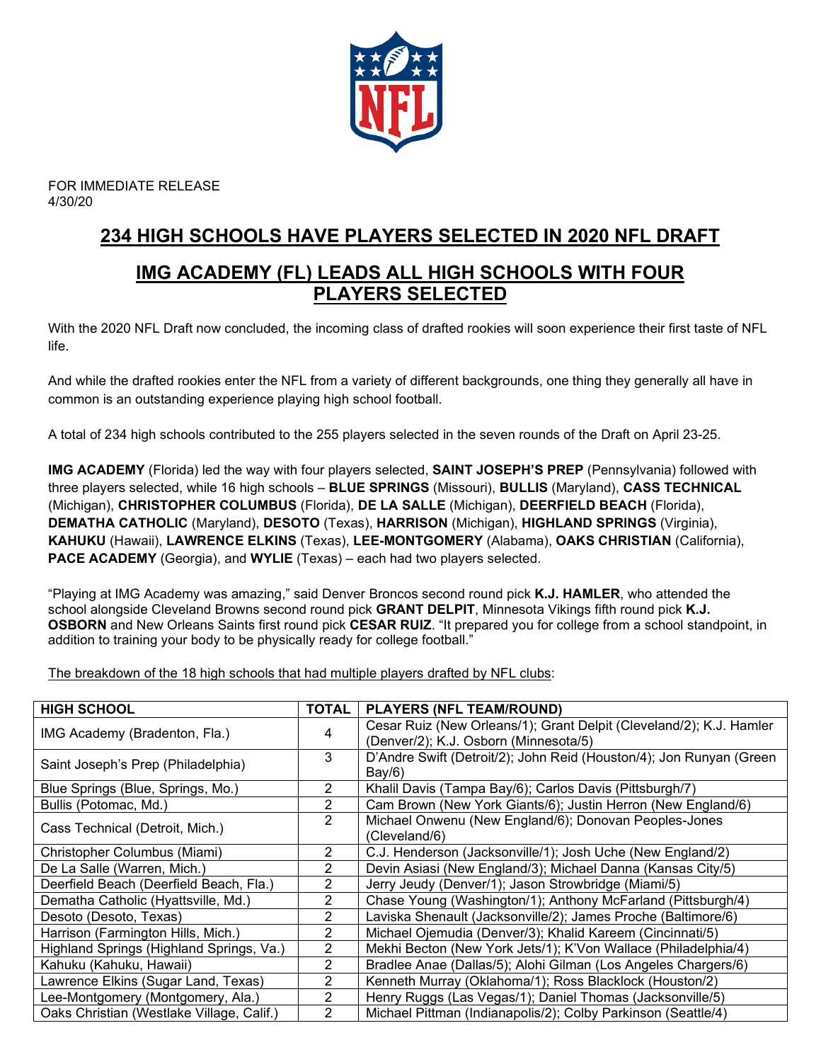FOR IMMEDIATE RELEASE
4/30/20

# 234 HIGH SCHOOLS HAVE PLAYERS SELECTED IN 2020 NFL DRAFT

## IMG ACADEMY (FL) LEADS ALL HIGH SCHOOLS WITH FOUR PLAYERS SELECTED

With the 2020 NFL Draft now concluded, the incoming class of drafted rookies will soon experience their first taste of NFL life.

And while the drafted rookies enter the NFL from a variety of different backgrounds, one thing they generally all have in common is an outstanding experience playing high school football.

A total of 234 high schools contributed to the 255 players selected in the seven rounds of the Draft on April 23-25.

**IMG ACADEMY** (Florida) led the way with four players selected, **SAINT JOSEPH'S PREP** (Pennsylvania) followed with three players selected, while 16 high schools – **BLUE SPRINGS** (Missouri), **BULLIS** (Maryland), **CASS TECHNICAL** (Michigan), **CHRISTOPHER COLUMBUS** (Florida), **DE LA SALLE** (Michigan), **DEERFIELD BEACH** (Florida), **DEMATHA CATHOLIC** (Maryland), **DESOTO** (Texas), **HARRISON** (Michigan), **HIGHLAND SPRINGS** (Virginia), **KAHUKU** (Hawaii), **LAWRENCE ELKINS** (Texas), **LEE-MONTGOMERY** (Alabama), **OAKS CHRISTIAN** (California), **PACE ACADEMY** (Georgia), and **WYLIE** (Texas) – each had two players selected.

"Playing at IMG Academy was amazing," said Denver Broncos second round pick **K.J. HAMLER**, who attended the school alongside Cleveland Browns second round pick **GRANT DELPIT**, Minnesota Vikings fifth round pick **K.J. OSBORN** and New Orleans Saints first round pick **CESAR RUIZ**. "It prepared you for college from a school standpoint, in addition to training your body to be physically ready for college football."

The breakdown of the 18 high schools that had multiple players drafted by NFL clubs:

| HIGH SCHOOL | TOTAL | PLAYERS (NFL TEAM/ROUND) |
|---|---|---|
| IMG Academy (Bradenton, Fla.) | 4 | Cesar Ruiz (New Orleans/1); Grant Delpit (Cleveland/2); K.J. Hamler (Denver/2); K.J. Osborn (Minnesota/5) |
| Saint Joseph's Prep (Philadelphia) | 3 | D'Andre Swift (Detroit/2); John Reid (Houston/4); Jon Runyan (Green Bay/6) |
| Blue Springs (Blue, Springs, Mo.) | 2 | Khalil Davis (Tampa Bay/6); Carlos Davis (Pittsburgh/7) |
| Bullis (Potomac, Md.) | 2 | Cam Brown (New York Giants/6); Justin Herron (New England/6) |
| Cass Technical (Detroit, Mich.) | 2 | Michael Onwenu (New England/6); Donovan Peoples-Jones (Cleveland/6) |
| Christopher Columbus (Miami) | 2 | C.J. Henderson (Jacksonville/1); Josh Uche (New England/2) |
| De La Salle (Warren, Mich.) | 2 | Devin Asiasi (New England/3); Michael Danna (Kansas City/5) |
| Deerfield Beach (Deerfield Beach, Fla.) | 2 | Jerry Jeudy (Denver/1); Jason Strowbridge (Miami/5) |
| Dematha Catholic (Hyattsville, Md.) | 2 | Chase Young (Washington/1); Anthony McFarland (Pittsburgh/4) |
| Desoto (Desoto, Texas) | 2 | Laviska Shenault (Jacksonville/2); James Proche (Baltimore/6) |
| Harrison (Farmington Hills, Mich.) | 2 | Michael Ojemudia (Denver/3); Khalid Kareem (Cincinnati/5) |
| Highland Springs (Highland Springs, Va.) | 2 | Mekhi Becton (New York Jets/1); K'Von Wallace (Philadelphia/4) |
| Kahuku (Kahuku, Hawaii) | 2 | Bradlee Anae (Dallas/5); Alohi Gilman (Los Angeles Chargers/6) |
| Lawrence Elkins (Sugar Land, Texas) | 2 | Kenneth Murray (Oklahoma/1); Ross Blacklock (Houston/2) |
| Lee-Montgomery (Montgomery, Ala.) | 2 | Henry Ruggs (Las Vegas/1); Daniel Thomas (Jacksonville/5) |
| Oaks Christian (Westlake Village, Calif.) | 2 | Michael Pittman (Indianapolis/2); Colby Parkinson (Seattle/4) |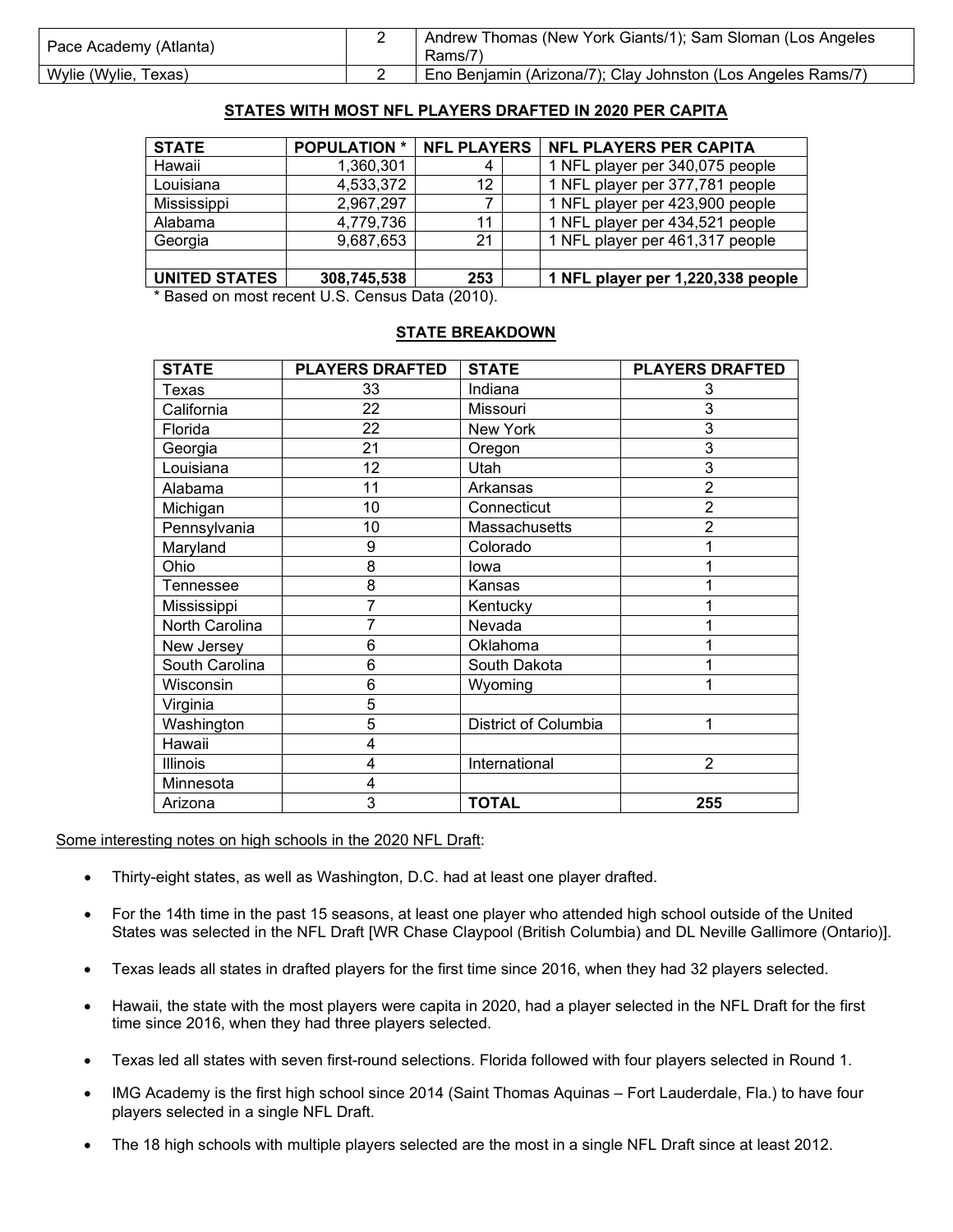| | | |
|---|---|---|
| Pace Academy (Atlanta) | 2 | Andrew Thomas (New York Giants/1); Sam Sloman (Los Angeles Rams/7) |
| Wylie (Wylie, Texas) | 2 | Eno Benjamin (Arizona/7); Clay Johnston (Los Angeles Rams/7) |

## STATES WITH MOST NFL PLAYERS DRAFTED IN 2020 PER CAPITA

| STATE | POPULATION * | NFL PLAYERS | | NFL PLAYERS PER CAPITA |
|---|---|---|---|---|
| Hawaii | 1,360,301 | 4 | | 1 NFL player per 340,075 people |
| Louisiana | 4,533,372 | 12 | | 1 NFL player per 377,781 people |
| Mississippi | 2,967,297 | 7 | | 1 NFL player per 423,900 people |
| Alabama | 4,779,736 | 11 | | 1 NFL player per 434,521 people |
| Georgia | 9,687,653 | 21 | | 1 NFL player per 461,317 people |
| | | | | |
| **UNITED STATES** | **308,745,538** | **253** | | **1 NFL player per 1,220,338 people** |

* Based on most recent U.S. Census Data (2010).

## STATE BREAKDOWN

| STATE | PLAYERS DRAFTED | STATE | PLAYERS DRAFTED |
|---|---|---|---|
| Texas | 33 | Indiana | 3 |
| California | 22 | Missouri | 3 |
| Florida | 22 | New York | 3 |
| Georgia | 21 | Oregon | 3 |
| Louisiana | 12 | Utah | 3 |
| Alabama | 11 | Arkansas | 2 |
| Michigan | 10 | Connecticut | 2 |
| Pennsylvania | 10 | Massachusetts | 2 |
| Maryland | 9 | Colorado | 1 |
| Ohio | 8 | Iowa | 1 |
| Tennessee | 8 | Kansas | 1 |
| Mississippi | 7 | Kentucky | 1 |
| North Carolina | 7 | Nevada | 1 |
| New Jersey | 6 | Oklahoma | 1 |
| South Carolina | 6 | South Dakota | 1 |
| Wisconsin | 6 | Wyoming | 1 |
| Virginia | 5 | | |
| Washington | 5 | District of Columbia | 1 |
| Hawaii | 4 | | |
| Illinois | 4 | International | 2 |
| Minnesota | 4 | | |
| Arizona | 3 | **TOTAL** | **255** |

Some interesting notes on high schools in the 2020 NFL Draft:

- Thirty-eight states, as well as Washington, D.C. had at least one player drafted.
- For the 14th time in the past 15 seasons, at least one player who attended high school outside of the United States was selected in the NFL Draft [WR Chase Claypool (British Columbia) and DL Neville Gallimore (Ontario)].
- Texas leads all states in drafted players for the first time since 2016, when they had 32 players selected.
- Hawaii, the state with the most players were capita in 2020, had a player selected in the NFL Draft for the first time since 2016, when they had three players selected.
- Texas led all states with seven first-round selections. Florida followed with four players selected in Round 1.
- IMG Academy is the first high school since 2014 (Saint Thomas Aquinas – Fort Lauderdale, Fla.) to have four players selected in a single NFL Draft.
- The 18 high schools with multiple players selected are the most in a single NFL Draft since at least 2012.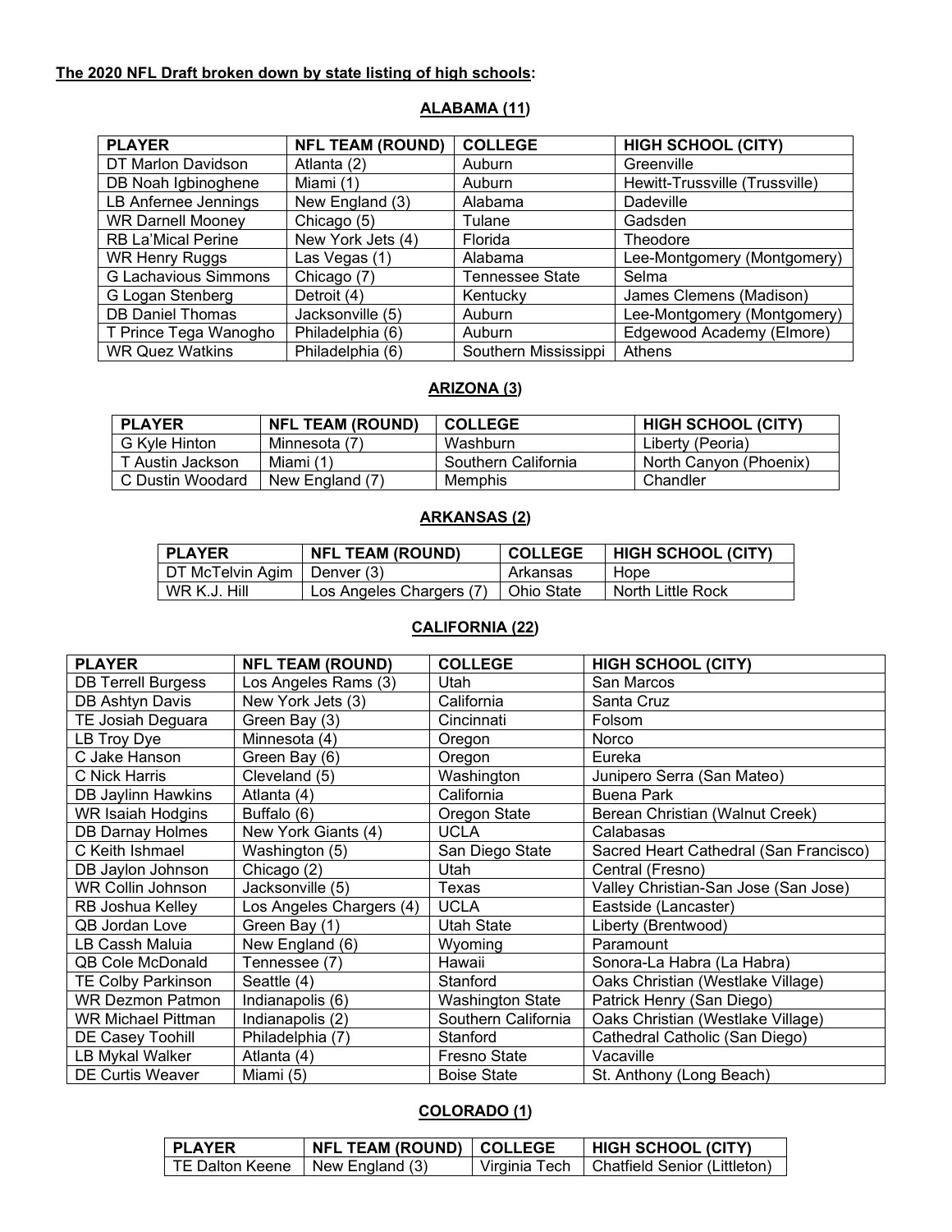**The 2020 NFL Draft broken down by state listing of high schools:**

## ALABAMA (11)

| PLAYER | NFL TEAM (ROUND) | COLLEGE | HIGH SCHOOL (CITY) |
|---|---|---|---|
| DT Marlon Davidson | Atlanta (2) | Auburn | Greenville |
| DB Noah Igbinoghene | Miami (1) | Auburn | Hewitt-Trussville (Trussville) |
| LB Anfernee Jennings | New England (3) | Alabama | Dadeville |
| WR Darnell Mooney | Chicago (5) | Tulane | Gadsden |
| RB La'Mical Perine | New York Jets (4) | Florida | Theodore |
| WR Henry Ruggs | Las Vegas (1) | Alabama | Lee-Montgomery (Montgomery) |
| G Lachavious Simmons | Chicago (7) | Tennessee State | Selma |
| G Logan Stenberg | Detroit (4) | Kentucky | James Clemens (Madison) |
| DB Daniel Thomas | Jacksonville (5) | Auburn | Lee-Montgomery (Montgomery) |
| T Prince Tega Wanogho | Philadelphia (6) | Auburn | Edgewood Academy (Elmore) |
| WR Quez Watkins | Philadelphia (6) | Southern Mississippi | Athens |

## ARIZONA (3)

| PLAYER | NFL TEAM (ROUND) | COLLEGE | HIGH SCHOOL (CITY) |
|---|---|---|---|
| G Kyle Hinton | Minnesota (7) | Washburn | Liberty (Peoria) |
| T Austin Jackson | Miami (1) | Southern California | North Canyon (Phoenix) |
| C Dustin Woodard | New England (7) | Memphis | Chandler |

## ARKANSAS (2)

| PLAYER | NFL TEAM (ROUND) | COLLEGE | HIGH SCHOOL (CITY) |
|---|---|---|---|
| DT McTelvin Agim | Denver (3) | Arkansas | Hope |
| WR K.J. Hill | Los Angeles Chargers (7) | Ohio State | North Little Rock |

## CALIFORNIA (22)

| PLAYER | NFL TEAM (ROUND) | COLLEGE | HIGH SCHOOL (CITY) |
|---|---|---|---|
| DB Terrell Burgess | Los Angeles Rams (3) | Utah | San Marcos |
| DB Ashtyn Davis | New York Jets (3) | California | Santa Cruz |
| TE Josiah Deguara | Green Bay (3) | Cincinnati | Folsom |
| LB Troy Dye | Minnesota (4) | Oregon | Norco |
| C Jake Hanson | Green Bay (6) | Oregon | Eureka |
| C Nick Harris | Cleveland (5) | Washington | Junipero Serra (San Mateo) |
| DB Jaylinn Hawkins | Atlanta (4) | California | Buena Park |
| WR Isaiah Hodgins | Buffalo (6) | Oregon State | Berean Christian (Walnut Creek) |
| DB Darnay Holmes | New York Giants (4) | UCLA | Calabasas |
| C Keith Ishmael | Washington (5) | San Diego State | Sacred Heart Cathedral (San Francisco) |
| DB Jaylon Johnson | Chicago (2) | Utah | Central (Fresno) |
| WR Collin Johnson | Jacksonville (5) | Texas | Valley Christian-San Jose (San Jose) |
| RB Joshua Kelley | Los Angeles Chargers (4) | UCLA | Eastside (Lancaster) |
| QB Jordan Love | Green Bay (1) | Utah State | Liberty (Brentwood) |
| LB Cassh Maluia | New England (6) | Wyoming | Paramount |
| QB Cole McDonald | Tennessee (7) | Hawaii | Sonora-La Habra (La Habra) |
| TE Colby Parkinson | Seattle (4) | Stanford | Oaks Christian (Westlake Village) |
| WR Dezmon Patmon | Indianapolis (6) | Washington State | Patrick Henry (San Diego) |
| WR Michael Pittman | Indianapolis (2) | Southern California | Oaks Christian (Westlake Village) |
| DE Casey Toohill | Philadelphia (7) | Stanford | Cathedral Catholic (San Diego) |
| LB Mykal Walker | Atlanta (4) | Fresno State | Vacaville |
| DE Curtis Weaver | Miami (5) | Boise State | St. Anthony (Long Beach) |

## COLORADO (1)

| PLAYER | NFL TEAM (ROUND) | COLLEGE | HIGH SCHOOL (CITY) |
|---|---|---|---|
| TE Dalton Keene | New England (3) | Virginia Tech | Chatfield Senior (Littleton) |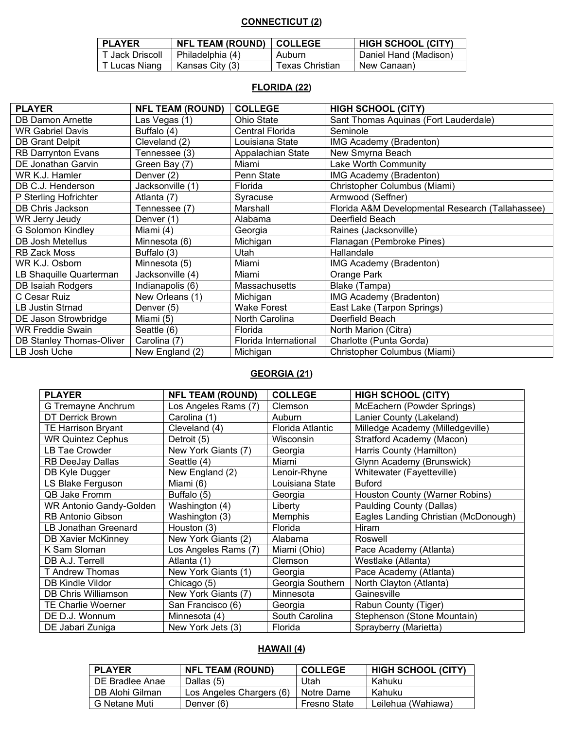## CONNECTICUT (2)

| PLAYER | NFL TEAM (ROUND) | COLLEGE | HIGH SCHOOL (CITY) |
|---|---|---|---|
| T Jack Driscoll | Philadelphia (4) | Auburn | Daniel Hand (Madison) |
| T Lucas Niang | Kansas City (3) | Texas Christian | New Canaan) |

## FLORIDA (22)

| PLAYER | NFL TEAM (ROUND) | COLLEGE | HIGH SCHOOL (CITY) |
|---|---|---|---|
| DB Damon Arnette | Las Vegas (1) | Ohio State | Sant Thomas Aquinas (Fort Lauderdale) |
| WR Gabriel Davis | Buffalo (4) | Central Florida | Seminole |
| DB Grant Delpit | Cleveland (2) | Louisiana State | IMG Academy (Bradenton) |
| RB Darrynton Evans | Tennessee (3) | Appalachian State | New Smyrna Beach |
| DE Jonathan Garvin | Green Bay (7) | Miami | Lake Worth Community |
| WR K.J. Hamler | Denver (2) | Penn State | IMG Academy (Bradenton) |
| DB C.J. Henderson | Jacksonville (1) | Florida | Christopher Columbus (Miami) |
| P Sterling Hofrichter | Atlanta (7) | Syracuse | Armwood (Seffner) |
| DB Chris Jackson | Tennessee (7) | Marshall | Florida A&M Developmental Research (Tallahassee) |
| WR Jerry Jeudy | Denver (1) | Alabama | Deerfield Beach |
| G Solomon Kindley | Miami (4) | Georgia | Raines (Jacksonville) |
| DB Josh Metellus | Minnesota (6) | Michigan | Flanagan (Pembroke Pines) |
| RB Zack Moss | Buffalo (3) | Utah | Hallandale |
| WR K.J. Osborn | Minnesota (5) | Miami | IMG Academy (Bradenton) |
| LB Shaquille Quarterman | Jacksonville (4) | Miami | Orange Park |
| DB Isaiah Rodgers | Indianapolis (6) | Massachusetts | Blake (Tampa) |
| C Cesar Ruiz | New Orleans (1) | Michigan | IMG Academy (Bradenton) |
| LB Justin Strnad | Denver (5) | Wake Forest | East Lake (Tarpon Springs) |
| DE Jason Strowbridge | Miami (5) | North Carolina | Deerfield Beach |
| WR Freddie Swain | Seattle (6) | Florida | North Marion (Citra) |
| DB Stanley Thomas-Oliver | Carolina (7) | Florida International | Charlotte (Punta Gorda) |
| LB Josh Uche | New England (2) | Michigan | Christopher Columbus (Miami) |

## GEORGIA (21)

| PLAYER | NFL TEAM (ROUND) | COLLEGE | HIGH SCHOOL (CITY) |
|---|---|---|---|
| G Tremayne Anchrum | Los Angeles Rams (7) | Clemson | McEachern (Powder Springs) |
| DT Derrick Brown | Carolina (1) | Auburn | Lanier County (Lakeland) |
| TE Harrison Bryant | Cleveland (4) | Florida Atlantic | Milledge Academy (Milledgeville) |
| WR Quintez Cephus | Detroit (5) | Wisconsin | Stratford Academy (Macon) |
| LB Tae Crowder | New York Giants (7) | Georgia | Harris County (Hamilton) |
| RB DeeJay Dallas | Seattle (4) | Miami | Glynn Academy (Brunswick) |
| DB Kyle Dugger | New England (2) | Lenoir-Rhyne | Whitewater (Fayetteville) |
| LS Blake Ferguson | Miami (6) | Louisiana State | Buford |
| QB Jake Fromm | Buffalo (5) | Georgia | Houston County (Warner Robins) |
| WR Antonio Gandy-Golden | Washington (4) | Liberty | Paulding County (Dallas) |
| RB Antonio Gibson | Washington (3) | Memphis | Eagles Landing Christian (McDonough) |
| LB Jonathan Greenard | Houston (3) | Florida | Hiram |
| DB Xavier McKinney | New York Giants (2) | Alabama | Roswell |
| K Sam Sloman | Los Angeles Rams (7) | Miami (Ohio) | Pace Academy (Atlanta) |
| DB A.J. Terrell | Atlanta (1) | Clemson | Westlake (Atlanta) |
| T Andrew Thomas | New York Giants (1) | Georgia | Pace Academy (Atlanta) |
| DB Kindle Vildor | Chicago (5) | Georgia Southern | North Clayton (Atlanta) |
| DB Chris Williamson | New York Giants (7) | Minnesota | Gainesville |
| TE Charlie Woerner | San Francisco (6) | Georgia | Rabun County (Tiger) |
| DE D.J. Wonnum | Minnesota (4) | South Carolina | Stephenson (Stone Mountain) |
| DE Jabari Zuniga | New York Jets (3) | Florida | Sprayberry (Marietta) |

## HAWAII (4)

| PLAYER | NFL TEAM (ROUND) | COLLEGE | HIGH SCHOOL (CITY) |
|---|---|---|---|
| DE Bradlee Anae | Dallas (5) | Utah | Kahuku |
| DB Alohi Gilman | Los Angeles Chargers (6) | Notre Dame | Kahuku |
| G Netane Muti | Denver (6) | Fresno State | Leilehua (Wahiawa) |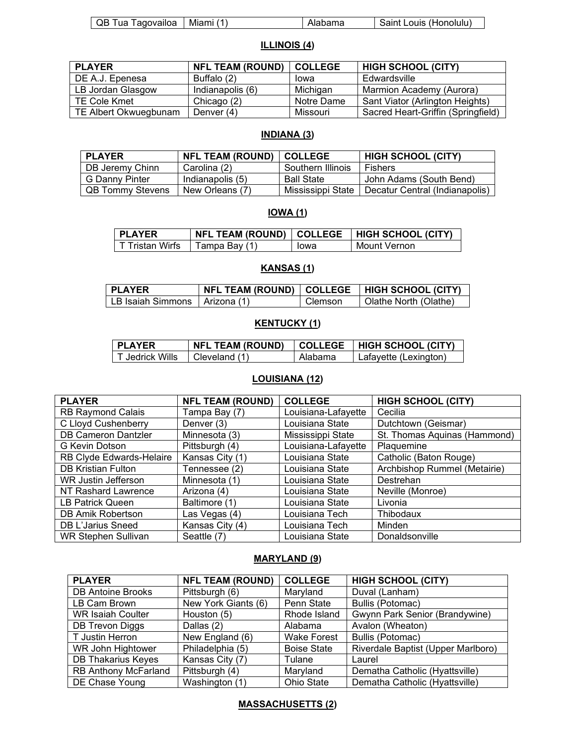| QB Tua Tagovailoa | Miami (1) | Alabama | Saint Louis (Honolulu) |
|---|---|---|---|

## ILLINOIS (4)

| PLAYER | NFL TEAM (ROUND) | COLLEGE | HIGH SCHOOL (CITY) |
|---|---|---|---|
| DE A.J. Epenesa | Buffalo (2) | Iowa | Edwardsville |
| LB Jordan Glasgow | Indianapolis (6) | Michigan | Marmion Academy (Aurora) |
| TE Cole Kmet | Chicago (2) | Notre Dame | Sant Viator (Arlington Heights) |
| TE Albert Okwuegbunam | Denver (4) | Missouri | Sacred Heart-Griffin (Springfield) |

## INDIANA (3)

| PLAYER | NFL TEAM (ROUND) | COLLEGE | HIGH SCHOOL (CITY) |
|---|---|---|---|
| DB Jeremy Chinn | Carolina (2) | Southern Illinois | Fishers |
| G Danny Pinter | Indianapolis (5) | Ball State | John Adams (South Bend) |
| QB Tommy Stevens | New Orleans (7) | Mississippi State | Decatur Central (Indianapolis) |

## IOWA (1)

| PLAYER | NFL TEAM (ROUND) | COLLEGE | HIGH SCHOOL (CITY) |
|---|---|---|---|
| T Tristan Wirfs | Tampa Bay (1) | Iowa | Mount Vernon |

## KANSAS (1)

| PLAYER | NFL TEAM (ROUND) | COLLEGE | HIGH SCHOOL (CITY) |
|---|---|---|---|
| LB Isaiah Simmons | Arizona (1) | Clemson | Olathe North (Olathe) |

## KENTUCKY (1)

| PLAYER | NFL TEAM (ROUND) | COLLEGE | HIGH SCHOOL (CITY) |
|---|---|---|---|
| T Jedrick Wills | Cleveland (1) | Alabama | Lafayette (Lexington) |

## LOUISIANA (12)

| PLAYER | NFL TEAM (ROUND) | COLLEGE | HIGH SCHOOL (CITY) |
|---|---|---|---|
| RB Raymond Calais | Tampa Bay (7) | Louisiana-Lafayette | Cecilia |
| C Lloyd Cushenberry | Denver (3) | Louisiana State | Dutchtown (Geismar) |
| DB Cameron Dantzler | Minnesota (3) | Mississippi State | St. Thomas Aquinas (Hammond) |
| G Kevin Dotson | Pittsburgh (4) | Louisiana-Lafayette | Plaquemine |
| RB Clyde Edwards-Helaire | Kansas City (1) | Louisiana State | Catholic (Baton Rouge) |
| DB Kristian Fulton | Tennessee (2) | Louisiana State | Archbishop Rummel (Metairie) |
| WR Justin Jefferson | Minnesota (1) | Louisiana State | Destrehan |
| NT Rashard Lawrence | Arizona (4) | Louisiana State | Neville (Monroe) |
| LB Patrick Queen | Baltimore (1) | Louisiana State | Livonia |
| DB Amik Robertson | Las Vegas (4) | Louisiana Tech | Thibodaux |
| DB L'Jarius Sneed | Kansas City (4) | Louisiana Tech | Minden |
| WR Stephen Sullivan | Seattle (7) | Louisiana State | Donaldsonville |

## MARYLAND (9)

| PLAYER | NFL TEAM (ROUND) | COLLEGE | HIGH SCHOOL (CITY) |
|---|---|---|---|
| DB Antoine Brooks | Pittsburgh (6) | Maryland | Duval (Lanham) |
| LB Cam Brown | New York Giants (6) | Penn State | Bullis (Potomac) |
| WR Isaiah Coulter | Houston (5) | Rhode Island | Gwynn Park Senior (Brandywine) |
| DB Trevon Diggs | Dallas (2) | Alabama | Avalon (Wheaton) |
| T Justin Herron | New England (6) | Wake Forest | Bullis (Potomac) |
| WR John Hightower | Philadelphia (5) | Boise State | Riverdale Baptist (Upper Marlboro) |
| DB Thakarius Keyes | Kansas City (7) | Tulane | Laurel |
| RB Anthony McFarland | Pittsburgh (4) | Maryland | Dematha Catholic (Hyattsville) |
| DE Chase Young | Washington (1) | Ohio State | Dematha Catholic (Hyattsville) |

## MASSACHUSETTS (2)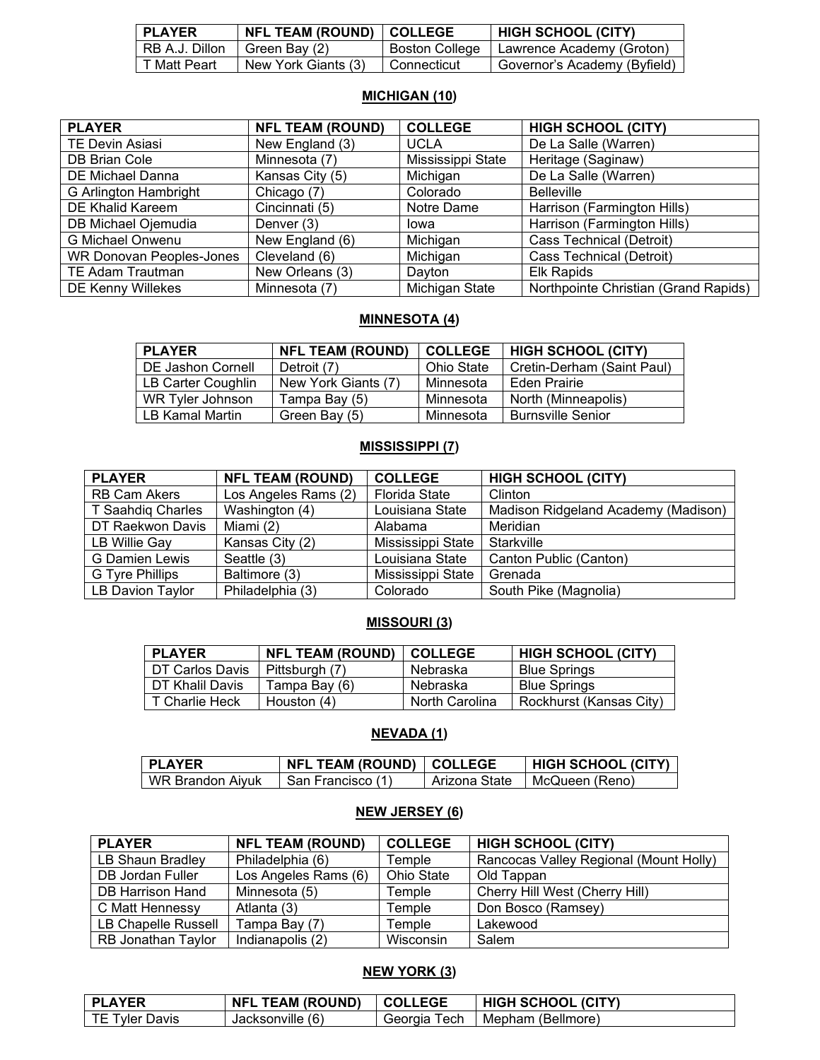| PLAYER | NFL TEAM (ROUND) | COLLEGE | HIGH SCHOOL (CITY) |
| --- | --- | --- | --- |
| RB A.J. Dillon | Green Bay (2) | Boston College | Lawrence Academy (Groton) |
| T Matt Peart | New York Giants (3) | Connecticut | Governor's Academy (Byfield) |

## MICHIGAN (10)

| PLAYER | NFL TEAM (ROUND) | COLLEGE | HIGH SCHOOL (CITY) |
| --- | --- | --- | --- |
| TE Devin Asiasi | New England (3) | UCLA | De La Salle (Warren) |
| DB Brian Cole | Minnesota (7) | Mississippi State | Heritage (Saginaw) |
| DE Michael Danna | Kansas City (5) | Michigan | De La Salle (Warren) |
| G Arlington Hambright | Chicago (7) | Colorado | Belleville |
| DE Khalid Kareem | Cincinnati (5) | Notre Dame | Harrison (Farmington Hills) |
| DB Michael Ojemudia | Denver (3) | Iowa | Harrison (Farmington Hills) |
| G Michael Onwenu | New England (6) | Michigan | Cass Technical (Detroit) |
| WR Donovan Peoples-Jones | Cleveland (6) | Michigan | Cass Technical (Detroit) |
| TE Adam Trautman | New Orleans (3) | Dayton | Elk Rapids |
| DE Kenny Willekes | Minnesota (7) | Michigan State | Northpointe Christian (Grand Rapids) |

## MINNESOTA (4)

| PLAYER | NFL TEAM (ROUND) | COLLEGE | HIGH SCHOOL (CITY) |
| --- | --- | --- | --- |
| DE Jashon Cornell | Detroit (7) | Ohio State | Cretin-Derham (Saint Paul) |
| LB Carter Coughlin | New York Giants (7) | Minnesota | Eden Prairie |
| WR Tyler Johnson | Tampa Bay (5) | Minnesota | North (Minneapolis) |
| LB Kamal Martin | Green Bay (5) | Minnesota | Burnsville Senior |

## MISSISSIPPI (7)

| PLAYER | NFL TEAM (ROUND) | COLLEGE | HIGH SCHOOL (CITY) |
| --- | --- | --- | --- |
| RB Cam Akers | Los Angeles Rams (2) | Florida State | Clinton |
| T Saahdiq Charles | Washington (4) | Louisiana State | Madison Ridgeland Academy (Madison) |
| DT Raekwon Davis | Miami (2) | Alabama | Meridian |
| LB Willie Gay | Kansas City (2) | Mississippi State | Starkville |
| G Damien Lewis | Seattle (3) | Louisiana State | Canton Public (Canton) |
| G Tyre Phillips | Baltimore (3) | Mississippi State | Grenada |
| LB Davion Taylor | Philadelphia (3) | Colorado | South Pike (Magnolia) |

## MISSOURI (3)

| PLAYER | NFL TEAM (ROUND) | COLLEGE | HIGH SCHOOL (CITY) |
| --- | --- | --- | --- |
| DT Carlos Davis | Pittsburgh (7) | Nebraska | Blue Springs |
| DT Khalil Davis | Tampa Bay (6) | Nebraska | Blue Springs |
| T Charlie Heck | Houston (4) | North Carolina | Rockhurst (Kansas City) |

## NEVADA (1)

| PLAYER | NFL TEAM (ROUND) | COLLEGE | HIGH SCHOOL (CITY) |
| --- | --- | --- | --- |
| WR Brandon Aiyuk | San Francisco (1) | Arizona State | McQueen (Reno) |

## NEW JERSEY (6)

| PLAYER | NFL TEAM (ROUND) | COLLEGE | HIGH SCHOOL (CITY) |
| --- | --- | --- | --- |
| LB Shaun Bradley | Philadelphia (6) | Temple | Rancocas Valley Regional (Mount Holly) |
| DB Jordan Fuller | Los Angeles Rams (6) | Ohio State | Old Tappan |
| DB Harrison Hand | Minnesota (5) | Temple | Cherry Hill West (Cherry Hill) |
| C Matt Hennessy | Atlanta (3) | Temple | Don Bosco (Ramsey) |
| LB Chapelle Russell | Tampa Bay (7) | Temple | Lakewood |
| RB Jonathan Taylor | Indianapolis (2) | Wisconsin | Salem |

## NEW YORK (3)

| PLAYER | NFL TEAM (ROUND) | COLLEGE | HIGH SCHOOL (CITY) |
| --- | --- | --- | --- |
| TE Tyler Davis | Jacksonville (6) | Georgia Tech | Mepham (Bellmore) |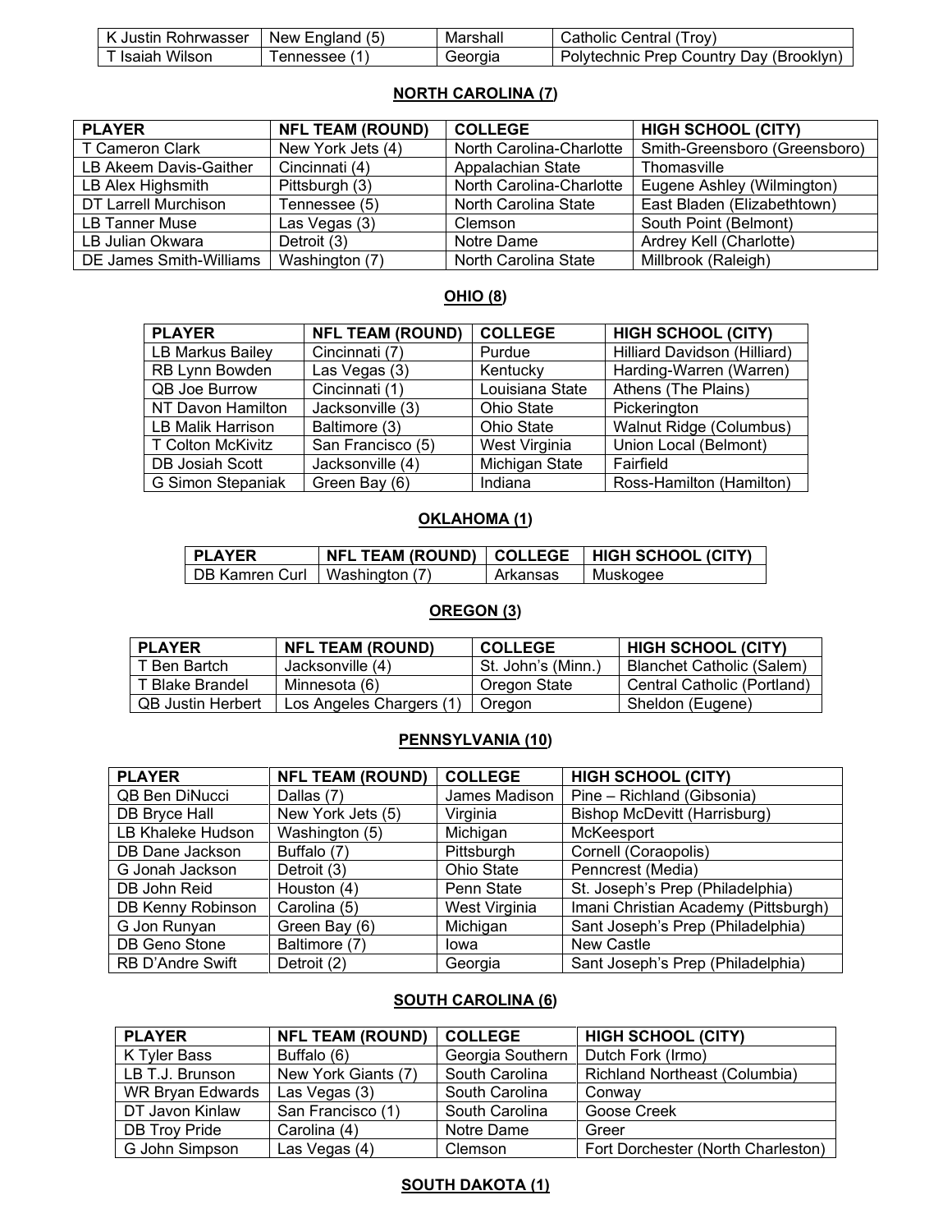| K Justin Rohrwasser | New England (5) | Marshall | Catholic Central (Troy) |
| --- | --- | --- | --- |
| T Isaiah Wilson | Tennessee (1) | Georgia | Polytechnic Prep Country Day (Brooklyn) |

## NORTH CAROLINA (7)

| PLAYER | NFL TEAM (ROUND) | COLLEGE | HIGH SCHOOL (CITY) |
| --- | --- | --- | --- |
| T Cameron Clark | New York Jets (4) | North Carolina-Charlotte | Smith-Greensboro (Greensboro) |
| LB Akeem Davis-Gaither | Cincinnati (4) | Appalachian State | Thomasville |
| LB Alex Highsmith | Pittsburgh (3) | North Carolina-Charlotte | Eugene Ashley (Wilmington) |
| DT Larrell Murchison | Tennessee (5) | North Carolina State | East Bladen (Elizabethtown) |
| LB Tanner Muse | Las Vegas (3) | Clemson | South Point (Belmont) |
| LB Julian Okwara | Detroit (3) | Notre Dame | Ardrey Kell (Charlotte) |
| DE James Smith-Williams | Washington (7) | North Carolina State | Millbrook (Raleigh) |

## OHIO (8)

| PLAYER | NFL TEAM (ROUND) | COLLEGE | HIGH SCHOOL (CITY) |
| --- | --- | --- | --- |
| LB Markus Bailey | Cincinnati (7) | Purdue | Hilliard Davidson (Hilliard) |
| RB Lynn Bowden | Las Vegas (3) | Kentucky | Harding-Warren (Warren) |
| QB Joe Burrow | Cincinnati (1) | Louisiana State | Athens (The Plains) |
| NT Davon Hamilton | Jacksonville (3) | Ohio State | Pickerington |
| LB Malik Harrison | Baltimore (3) | Ohio State | Walnut Ridge (Columbus) |
| T Colton McKivitz | San Francisco (5) | West Virginia | Union Local (Belmont) |
| DB Josiah Scott | Jacksonville (4) | Michigan State | Fairfield |
| G Simon Stepaniak | Green Bay (6) | Indiana | Ross-Hamilton (Hamilton) |

## OKLAHOMA (1)

| PLAYER | NFL TEAM (ROUND) | COLLEGE | HIGH SCHOOL (CITY) |
| --- | --- | --- | --- |
| DB Kamren Curl | Washington (7) | Arkansas | Muskogee |

## OREGON (3)

| PLAYER | NFL TEAM (ROUND) | COLLEGE | HIGH SCHOOL (CITY) |
| --- | --- | --- | --- |
| T Ben Bartch | Jacksonville (4) | St. John's (Minn.) | Blanchet Catholic (Salem) |
| T Blake Brandel | Minnesota (6) | Oregon State | Central Catholic (Portland) |
| QB Justin Herbert | Los Angeles Chargers (1) | Oregon | Sheldon (Eugene) |

## PENNSYLVANIA (10)

| PLAYER | NFL TEAM (ROUND) | COLLEGE | HIGH SCHOOL (CITY) |
| --- | --- | --- | --- |
| QB Ben DiNucci | Dallas (7) | James Madison | Pine – Richland (Gibsonia) |
| DB Bryce Hall | New York Jets (5) | Virginia | Bishop McDevitt (Harrisburg) |
| LB Khaleke Hudson | Washington (5) | Michigan | McKeesport |
| DB Dane Jackson | Buffalo (7) | Pittsburgh | Cornell (Coraopolis) |
| G Jonah Jackson | Detroit (3) | Ohio State | Penncrest (Media) |
| DB John Reid | Houston (4) | Penn State | St. Joseph's Prep (Philadelphia) |
| DB Kenny Robinson | Carolina (5) | West Virginia | Imani Christian Academy (Pittsburgh) |
| G Jon Runyan | Green Bay (6) | Michigan | Sant Joseph's Prep (Philadelphia) |
| DB Geno Stone | Baltimore (7) | Iowa | New Castle |
| RB D'Andre Swift | Detroit (2) | Georgia | Sant Joseph's Prep (Philadelphia) |

## SOUTH CAROLINA (6)

| PLAYER | NFL TEAM (ROUND) | COLLEGE | HIGH SCHOOL (CITY) |
| --- | --- | --- | --- |
| K Tyler Bass | Buffalo (6) | Georgia Southern | Dutch Fork (Irmo) |
| LB T.J. Brunson | New York Giants (7) | South Carolina | Richland Northeast (Columbia) |
| WR Bryan Edwards | Las Vegas (3) | South Carolina | Conway |
| DT Javon Kinlaw | San Francisco (1) | South Carolina | Goose Creek |
| DB Troy Pride | Carolina (4) | Notre Dame | Greer |
| G John Simpson | Las Vegas (4) | Clemson | Fort Dorchester (North Charleston) |

## SOUTH DAKOTA (1)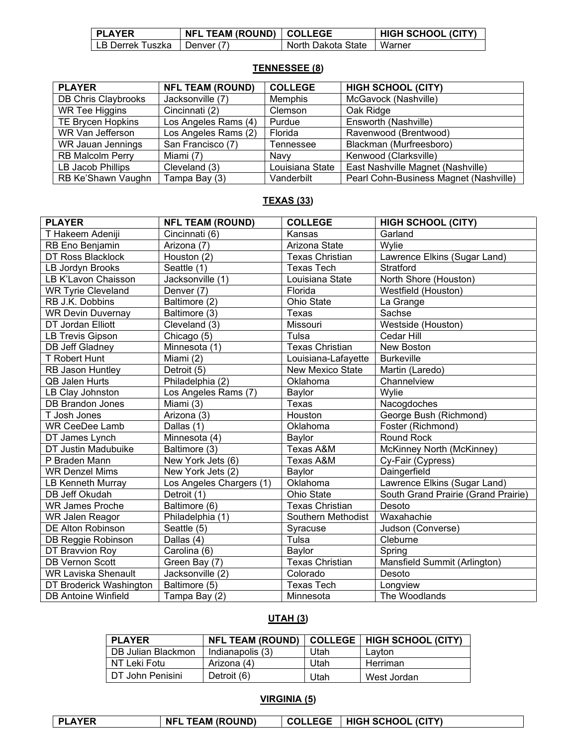| PLAYER | NFL TEAM (ROUND) | COLLEGE | HIGH SCHOOL (CITY) |
|---|---|---|---|
| LB Derrek Tuszka | Denver (7) | North Dakota State | Warner |

**TENNESSEE (8)**

| PLAYER | NFL TEAM (ROUND) | COLLEGE | HIGH SCHOOL (CITY) |
|---|---|---|---|
| DB Chris Claybrooks | Jacksonville (7) | Memphis | McGavock (Nashville) |
| WR Tee Higgins | Cincinnati (2) | Clemson | Oak Ridge |
| TE Brycen Hopkins | Los Angeles Rams (4) | Purdue | Ensworth (Nashville) |
| WR Van Jefferson | Los Angeles Rams (2) | Florida | Ravenwood (Brentwood) |
| WR Jauan Jennings | San Francisco (7) | Tennessee | Blackman (Murfreesboro) |
| RB Malcolm Perry | Miami (7) | Navy | Kenwood (Clarksville) |
| LB Jacob Phillips | Cleveland (3) | Louisiana State | East Nashville Magnet (Nashville) |
| RB Ke'Shawn Vaughn | Tampa Bay (3) | Vanderbilt | Pearl Cohn-Business Magnet (Nashville) |

**TEXAS (33)**

| PLAYER | NFL TEAM (ROUND) | COLLEGE | HIGH SCHOOL (CITY) |
|---|---|---|---|
| T Hakeem Adeniji | Cincinnati (6) | Kansas | Garland |
| RB Eno Benjamin | Arizona (7) | Arizona State | Wylie |
| DT Ross Blacklock | Houston (2) | Texas Christian | Lawrence Elkins (Sugar Land) |
| LB Jordyn Brooks | Seattle (1) | Texas Tech | Stratford |
| LB K'Lavon Chaisson | Jacksonville (1) | Louisiana State | North Shore (Houston) |
| WR Tyrie Cleveland | Denver (7) | Florida | Westfield (Houston) |
| RB J.K. Dobbins | Baltimore (2) | Ohio State | La Grange |
| WR Devin Duvernay | Baltimore (3) | Texas | Sachse |
| DT Jordan Elliott | Cleveland (3) | Missouri | Westside (Houston) |
| LB Trevis Gipson | Chicago (5) | Tulsa | Cedar Hill |
| DB Jeff Gladney | Minnesota (1) | Texas Christian | New Boston |
| T Robert Hunt | Miami (2) | Louisiana-Lafayette | Burkeville |
| RB Jason Huntley | Detroit (5) | New Mexico State | Martin (Laredo) |
| QB Jalen Hurts | Philadelphia (2) | Oklahoma | Channelview |
| LB Clay Johnston | Los Angeles Rams (7) | Baylor | Wylie |
| DB Brandon Jones | Miami (3) | Texas | Nacogdoches |
| T Josh Jones | Arizona (3) | Houston | George Bush (Richmond) |
| WR CeeDee Lamb | Dallas (1) | Oklahoma | Foster (Richmond) |
| DT James Lynch | Minnesota (4) | Baylor | Round Rock |
| DT Justin Madubuike | Baltimore (3) | Texas A&M | McKinney North (McKinney) |
| P Braden Mann | New York Jets (6) | Texas A&M | Cy-Fair (Cypress) |
| WR Denzel Mims | New York Jets (2) | Baylor | Daingerfield |
| LB Kenneth Murray | Los Angeles Chargers (1) | Oklahoma | Lawrence Elkins (Sugar Land) |
| DB Jeff Okudah | Detroit (1) | Ohio State | South Grand Prairie (Grand Prairie) |
| WR James Proche | Baltimore (6) | Texas Christian | Desoto |
| WR Jalen Reagor | Philadelphia (1) | Southern Methodist | Waxahachie |
| DE Alton Robinson | Seattle (5) | Syracuse | Judson (Converse) |
| DB Reggie Robinson | Dallas (4) | Tulsa | Cleburne |
| DT Bravvion Roy | Carolina (6) | Baylor | Spring |
| DB Vernon Scott | Green Bay (7) | Texas Christian | Mansfield Summit (Arlington) |
| WR Laviska Shenault | Jacksonville (2) | Colorado | Desoto |
| DT Broderick Washington | Baltimore (5) | Texas Tech | Longview |
| DB Antoine Winfield | Tampa Bay (2) | Minnesota | The Woodlands |

**UTAH (3)**

| PLAYER | NFL TEAM (ROUND) | COLLEGE | HIGH SCHOOL (CITY) |
|---|---|---|---|
| DB Julian Blackmon | Indianapolis (3) | Utah | Layton |
| NT Leki Fotu | Arizona (4) | Utah | Herriman |
| DT John Penisini | Detroit (6) | Utah | West Jordan |

**VIRGINIA (5)**

| PLAYER | NFL TEAM (ROUND) | COLLEGE | HIGH SCHOOL (CITY) |
|---|---|---|---|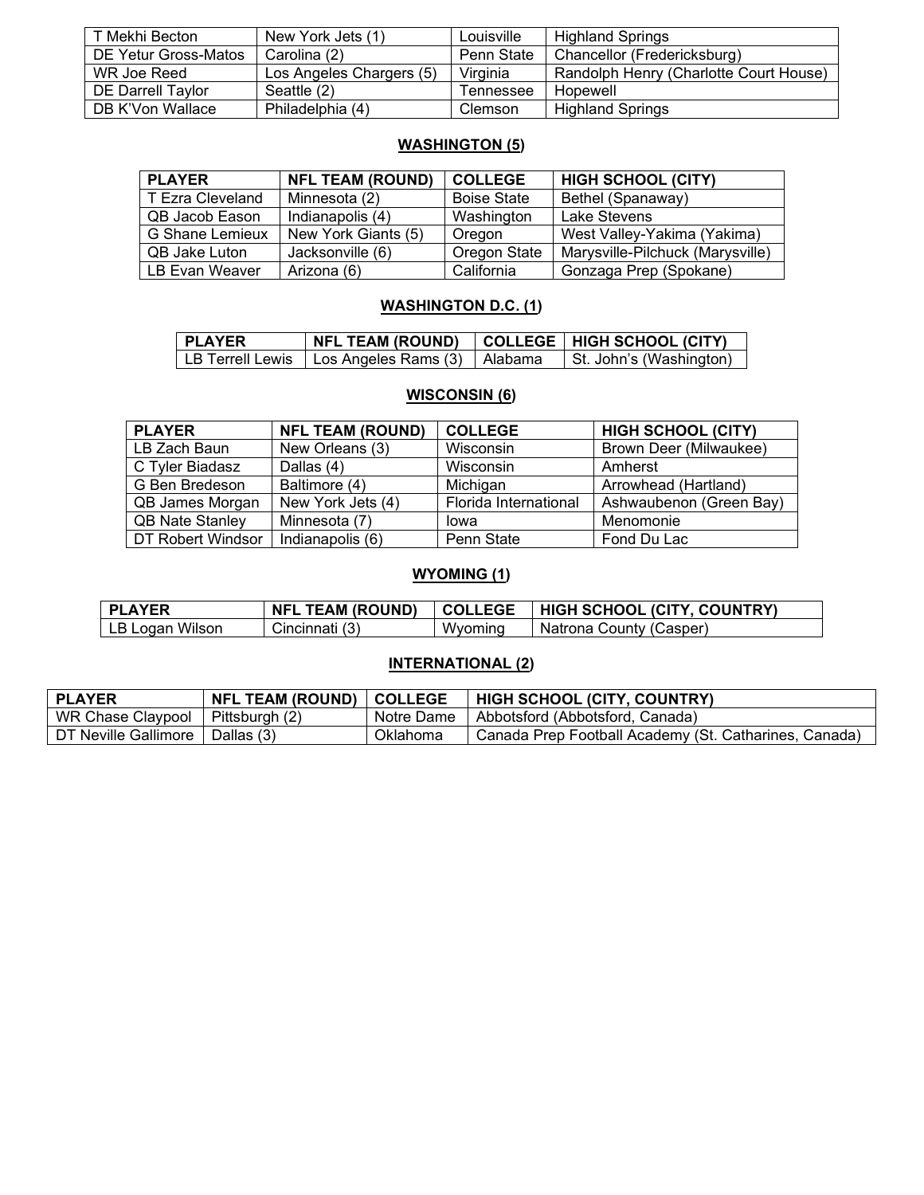| | | | |
|---|---|---|---|
| T Mekhi Becton | New York Jets (1) | Louisville | Highland Springs |
| DE Yetur Gross-Matos | Carolina (2) | Penn State | Chancellor (Fredericksburg) |
| WR Joe Reed | Los Angeles Chargers (5) | Virginia | Randolph Henry (Charlotte Court House) |
| DE Darrell Taylor | Seattle (2) | Tennessee | Hopewell |
| DB K'Von Wallace | Philadelphia (4) | Clemson | Highland Springs |

**WASHINGTON (5)**

| PLAYER | NFL TEAM (ROUND) | COLLEGE | HIGH SCHOOL (CITY) |
|---|---|---|---|
| T Ezra Cleveland | Minnesota (2) | Boise State | Bethel (Spanaway) |
| QB Jacob Eason | Indianapolis (4) | Washington | Lake Stevens |
| G Shane Lemieux | New York Giants (5) | Oregon | West Valley-Yakima (Yakima) |
| QB Jake Luton | Jacksonville (6) | Oregon State | Marysville-Pilchuck (Marysville) |
| LB Evan Weaver | Arizona (6) | California | Gonzaga Prep (Spokane) |

**WASHINGTON D.C. (1)**

| PLAYER | NFL TEAM (ROUND) | COLLEGE | HIGH SCHOOL (CITY) |
|---|---|---|---|
| LB Terrell Lewis | Los Angeles Rams (3) | Alabama | St. John's (Washington) |

**WISCONSIN (6)**

| PLAYER | NFL TEAM (ROUND) | COLLEGE | HIGH SCHOOL (CITY) |
|---|---|---|---|
| LB Zach Baun | New Orleans (3) | Wisconsin | Brown Deer (Milwaukee) |
| C Tyler Biadasz | Dallas (4) | Wisconsin | Amherst |
| G Ben Bredeson | Baltimore (4) | Michigan | Arrowhead (Hartland) |
| QB James Morgan | New York Jets (4) | Florida International | Ashwaubenon (Green Bay) |
| QB Nate Stanley | Minnesota (7) | Iowa | Menomonie |
| DT Robert Windsor | Indianapolis (6) | Penn State | Fond Du Lac |

**WYOMING (1)**

| PLAYER | NFL TEAM (ROUND) | COLLEGE | HIGH SCHOOL (CITY, COUNTRY) |
|---|---|---|---|
| LB Logan Wilson | Cincinnati (3) | Wyoming | Natrona County (Casper) |

**INTERNATIONAL (2)**

| PLAYER | NFL TEAM (ROUND) | COLLEGE | HIGH SCHOOL (CITY, COUNTRY) |
|---|---|---|---|
| WR Chase Claypool | Pittsburgh (2) | Notre Dame | Abbotsford (Abbotsford, Canada) |
| DT Neville Gallimore | Dallas (3) | Oklahoma | Canada Prep Football Academy (St. Catharines, Canada) |